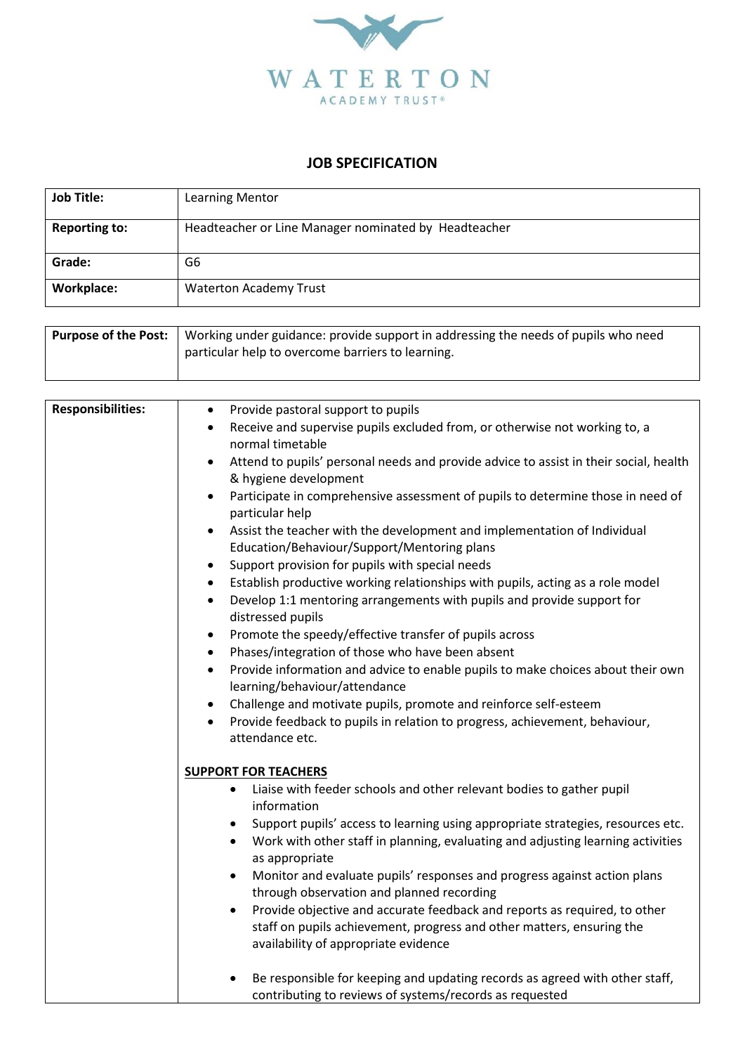WATERTON

ACADEMY TRUST®

## JOB SPECIFICATION

| **Job Title:** | Learning Mentor |
|---|---|
| **Reporting to:** | Headteacher or Line Manager nominated by Headteacher |
| **Grade:** | G6 |
| **Workplace:** | Waterton Academy Trust |

| **Purpose of the Post:** | Working under guidance: provide support in addressing the needs of pupils who need particular help to overcome barriers to learning. |
|---|---|

| **Responsibilities:** | <ul><li>Provide pastoral support to pupils</li><li>Receive and supervise pupils excluded from, or otherwise not working to, a normal timetable</li><li>Attend to pupils' personal needs and provide advice to assist in their social, health & hygiene development</li><li>Participate in comprehensive assessment of pupils to determine those in need of particular help</li><li>Assist the teacher with the development and implementation of Individual Education/Behaviour/Support/Mentoring plans</li><li>Support provision for pupils with special needs</li><li>Establish productive working relationships with pupils, acting as a role model</li><li>Develop 1:1 mentoring arrangements with pupils and provide support for distressed pupils</li><li>Promote the speedy/effective transfer of pupils across</li><li>Phases/integration of those who have been absent</li><li>Provide information and advice to enable pupils to make choices about their own learning/behaviour/attendance</li><li>Challenge and motivate pupils, promote and reinforce self-esteem</li><li>Provide feedback to pupils in relation to progress, achievement, behaviour, attendance etc.</li></ul><br>**<u>SUPPORT FOR TEACHERS</u>**<ul><li>Liaise with feeder schools and other relevant bodies to gather pupil information</li><li>Support pupils' access to learning using appropriate strategies, resources etc.</li><li>Work with other staff in planning, evaluating and adjusting learning activities as appropriate</li><li>Monitor and evaluate pupils' responses and progress against action plans through observation and planned recording</li><li>Provide objective and accurate feedback and reports as required, to other staff on pupils achievement, progress and other matters, ensuring the availability of appropriate evidence</li><li>Be responsible for keeping and updating records as agreed with other staff, contributing to reviews of systems/records as requested</li></ul> |
|---|---|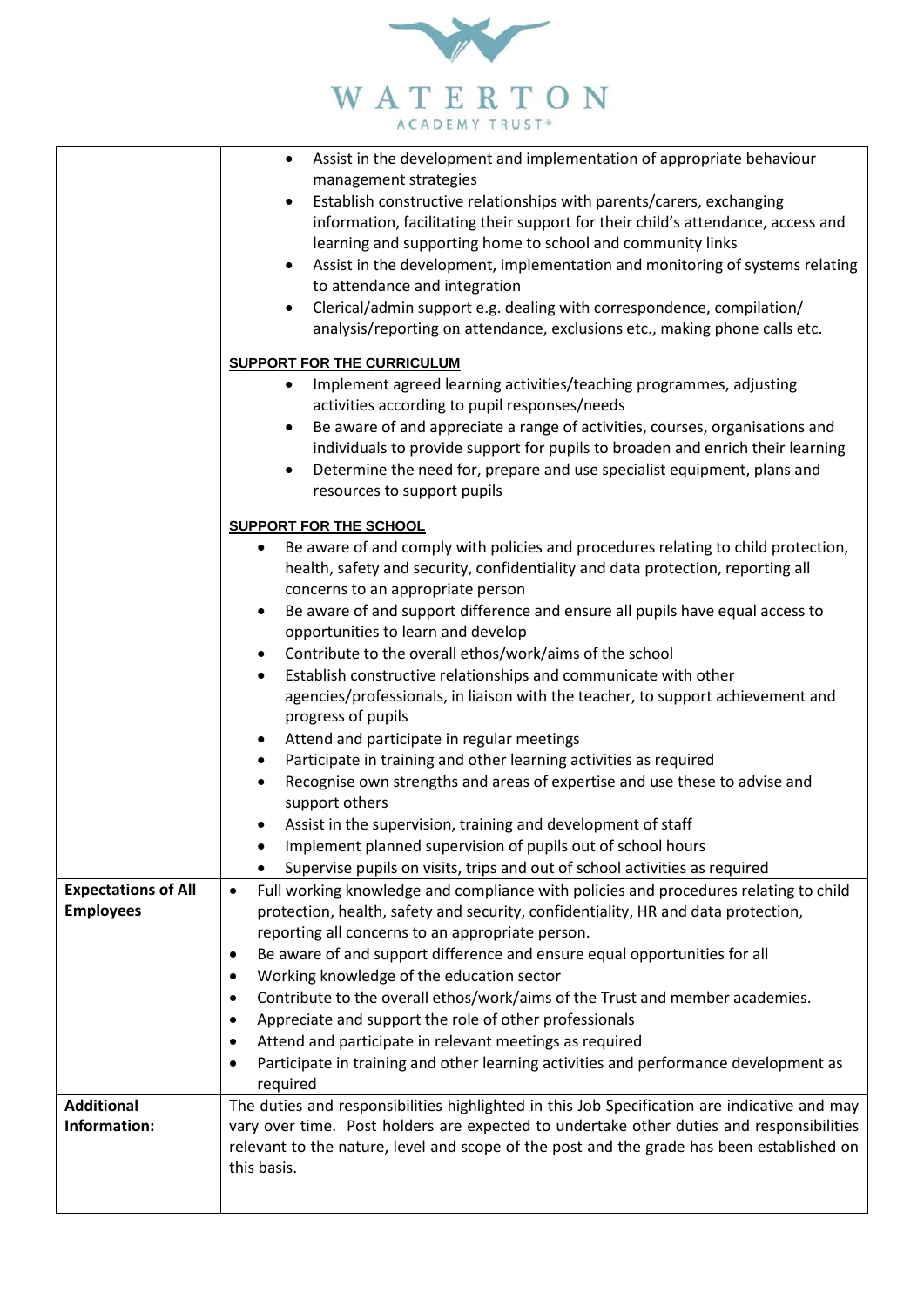| | |
|---|---|
| | • Assist in the development and implementation of appropriate behaviour management strategies<br>• Establish constructive relationships with parents/carers, exchanging information, facilitating their support for their child's attendance, access and learning and supporting home to school and community links<br>• Assist in the development, implementation and monitoring of systems relating to attendance and integration<br>• Clerical/admin support e.g. dealing with correspondence, compilation/ analysis/reporting on attendance, exclusions etc., making phone calls etc.<br><br>**SUPPORT FOR THE CURRICULUM**<br>• Implement agreed learning activities/teaching programmes, adjusting activities according to pupil responses/needs<br>• Be aware of and appreciate a range of activities, courses, organisations and individuals to provide support for pupils to broaden and enrich their learning<br>• Determine the need for, prepare and use specialist equipment, plans and resources to support pupils<br><br>**SUPPORT FOR THE SCHOOL**<br>• Be aware of and comply with policies and procedures relating to child protection, health, safety and security, confidentiality and data protection, reporting all concerns to an appropriate person<br>• Be aware of and support difference and ensure all pupils have equal access to opportunities to learn and develop<br>• Contribute to the overall ethos/work/aims of the school<br>• Establish constructive relationships and communicate with other agencies/professionals, in liaison with the teacher, to support achievement and progress of pupils<br>• Attend and participate in regular meetings<br>• Participate in training and other learning activities as required<br>• Recognise own strengths and areas of expertise and use these to advise and support others<br>• Assist in the supervision, training and development of staff<br>• Implement planned supervision of pupils out of school hours<br>• Supervise pupils on visits, trips and out of school activities as required |
| **Expectations of All Employees** | • Full working knowledge and compliance with policies and procedures relating to child protection, health, safety and security, confidentiality, HR and data protection, reporting all concerns to an appropriate person.<br>• Be aware of and support difference and ensure equal opportunities for all<br>• Working knowledge of the education sector<br>• Contribute to the overall ethos/work/aims of the Trust and member academies.<br>• Appreciate and support the role of other professionals<br>• Attend and participate in relevant meetings as required<br>• Participate in training and other learning activities and performance development as required |
| **Additional Information:** | The duties and responsibilities highlighted in this Job Specification are indicative and may vary over time. Post holders are expected to undertake other duties and responsibilities relevant to the nature, level and scope of the post and the grade has been established on this basis. |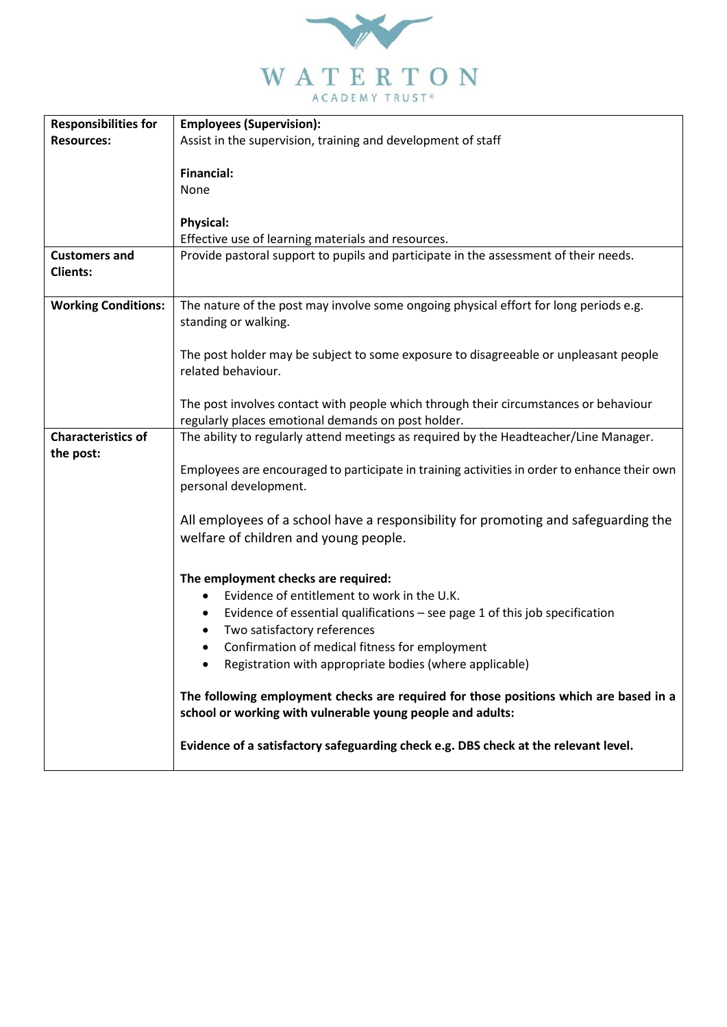| | |
|---|---|
| **Responsibilities for Resources:** | **Employees (Supervision):**<br>Assist in the supervision, training and development of staff<br><br>**Financial:**<br>None<br><br>**Physical:**<br>Effective use of learning materials and resources. |
| **Customers and Clients:** | Provide pastoral support to pupils and participate in the assessment of their needs. |
| **Working Conditions:** | The nature of the post may involve some ongoing physical effort for long periods e.g. standing or walking.<br><br>The post holder may be subject to some exposure to disagreeable or unpleasant people related behaviour.<br><br>The post involves contact with people which through their circumstances or behaviour regularly places emotional demands on post holder. |
| **Characteristics of the post:** | The ability to regularly attend meetings as required by the Headteacher/Line Manager.<br><br>Employees are encouraged to participate in training activities in order to enhance their own personal development.<br><br>All employees of a school have a responsibility for promoting and safeguarding the welfare of children and young people.<br><br>**The employment checks are required:**<br>• Evidence of entitlement to work in the U.K.<br>• Evidence of essential qualifications – see page 1 of this job specification<br>• Two satisfactory references<br>• Confirmation of medical fitness for employment<br>• Registration with appropriate bodies (where applicable)<br><br>**The following employment checks are required for those positions which are based in a school or working with vulnerable young people and adults:**<br><br>**Evidence of a satisfactory safeguarding check e.g. DBS check at the relevant level.** |